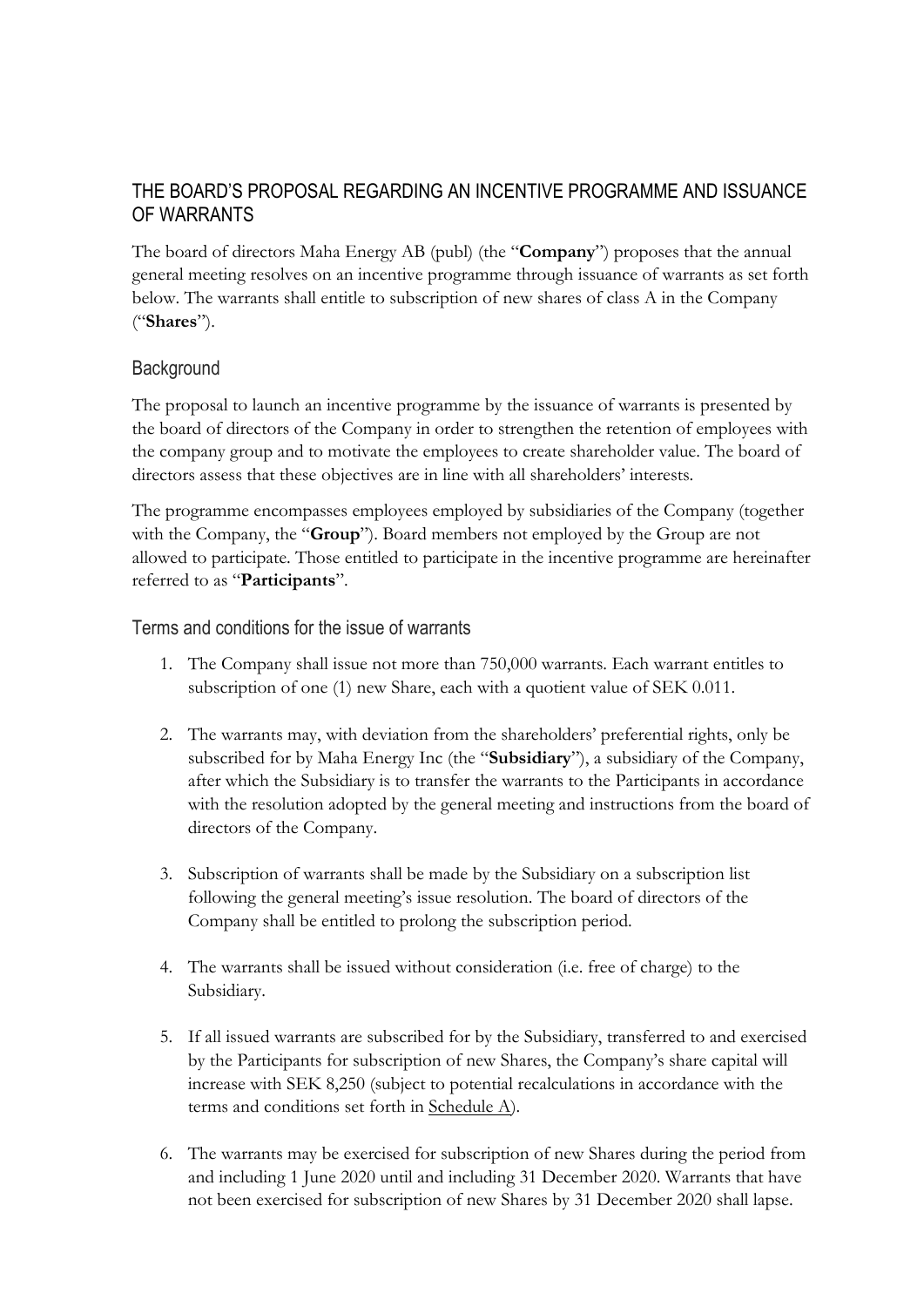## THE BOARD'S PROPOSAL REGARDING AN INCENTIVE PROGRAMME AND ISSUANCE OF WARRANTS

The board of directors Maha Energy AB (publ) (the "**Company**") proposes that the annual general meeting resolves on an incentive programme through issuance of warrants as set forth below. The warrants shall entitle to subscription of new shares of class A in the Company ("**Shares**").

### Background

The proposal to launch an incentive programme by the issuance of warrants is presented by the board of directors of the Company in order to strengthen the retention of employees with the company group and to motivate the employees to create shareholder value. The board of directors assess that these objectives are in line with all shareholders' interests.

The programme encompasses employees employed by subsidiaries of the Company (together with the Company, the "**Group**"). Board members not employed by the Group are not allowed to participate. Those entitled to participate in the incentive programme are hereinafter referred to as "**Participants**".

### Terms and conditions for the issue of warrants

1. The Company shall issue not more than 750,000 warrants. Each warrant entitles to subscription of one (1) new Share, each with a quotient value of SEK 0.011.

2. The warrants may, with deviation from the shareholders' preferential rights, only be subscribed for by Maha Energy Inc (the "**Subsidiary**"), a subsidiary of the Company, after which the Subsidiary is to transfer the warrants to the Participants in accordance with the resolution adopted by the general meeting and instructions from the board of directors of the Company.

3. Subscription of warrants shall be made by the Subsidiary on a subscription list following the general meeting's issue resolution. The board of directors of the Company shall be entitled to prolong the subscription period.

4. The warrants shall be issued without consideration (i.e. free of charge) to the Subsidiary.

5. If all issued warrants are subscribed for by the Subsidiary, transferred to and exercised by the Participants for subscription of new Shares, the Company's share capital will increase with SEK 8,250 (subject to potential recalculations in accordance with the terms and conditions set forth in Schedule A).

6. The warrants may be exercised for subscription of new Shares during the period from and including 1 June 2020 until and including 31 December 2020. Warrants that have not been exercised for subscription of new Shares by 31 December 2020 shall lapse.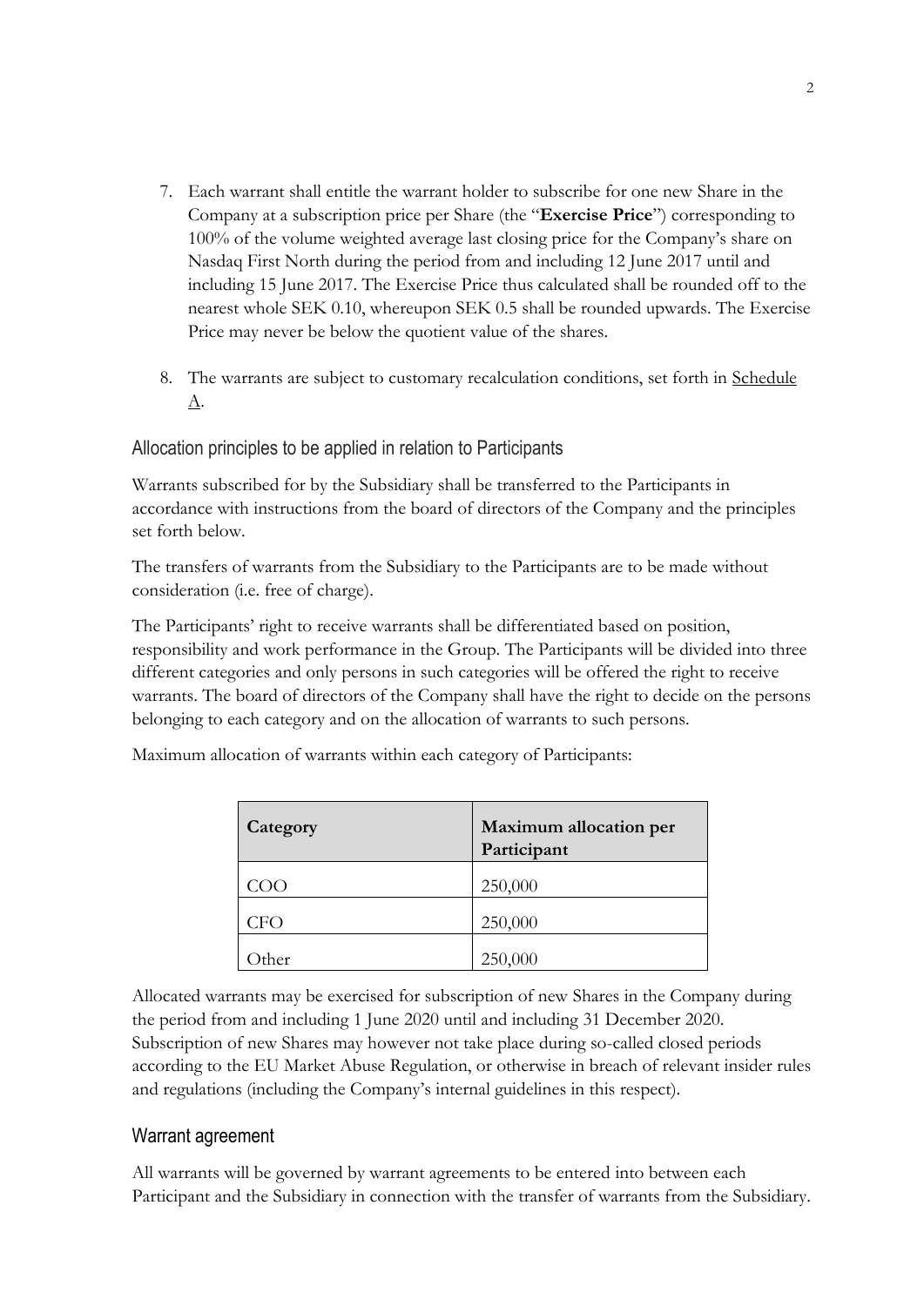7. Each warrant shall entitle the warrant holder to subscribe for one new Share in the Company at a subscription price per Share (the "**Exercise Price**") corresponding to 100% of the volume weighted average last closing price for the Company's share on Nasdaq First North during the period from and including 12 June 2017 until and including 15 June 2017. The Exercise Price thus calculated shall be rounded off to the nearest whole SEK 0.10, whereupon SEK 0.5 shall be rounded upwards. The Exercise Price may never be below the quotient value of the shares.

8. The warrants are subject to customary recalculation conditions, set forth in Schedule A.

## Allocation principles to be applied in relation to Participants

Warrants subscribed for by the Subsidiary shall be transferred to the Participants in accordance with instructions from the board of directors of the Company and the principles set forth below.

The transfers of warrants from the Subsidiary to the Participants are to be made without consideration (i.e. free of charge).

The Participants' right to receive warrants shall be differentiated based on position, responsibility and work performance in the Group. The Participants will be divided into three different categories and only persons in such categories will be offered the right to receive warrants. The board of directors of the Company shall have the right to decide on the persons belonging to each category and on the allocation of warrants to such persons.

Maximum allocation of warrants within each category of Participants:

| Category | Maximum allocation per Participant |
|---|---|
| COO | 250,000 |
| CFO | 250,000 |
| Other | 250,000 |

Allocated warrants may be exercised for subscription of new Shares in the Company during the period from and including 1 June 2020 until and including 31 December 2020. Subscription of new Shares may however not take place during so-called closed periods according to the EU Market Abuse Regulation, or otherwise in breach of relevant insider rules and regulations (including the Company's internal guidelines in this respect).

## Warrant agreement

All warrants will be governed by warrant agreements to be entered into between each Participant and the Subsidiary in connection with the transfer of warrants from the Subsidiary.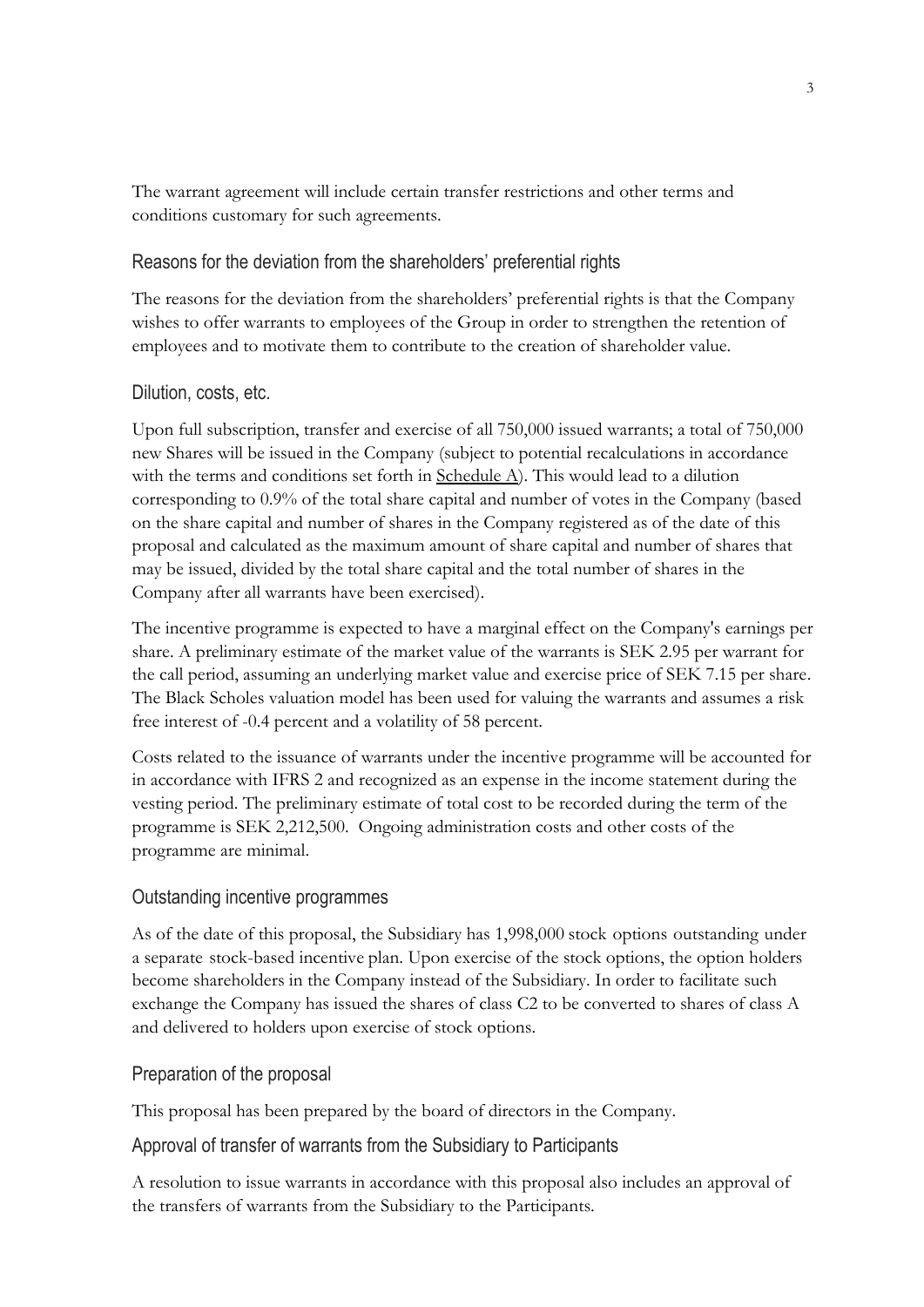The warrant agreement will include certain transfer restrictions and other terms and conditions customary for such agreements.

## Reasons for the deviation from the shareholders' preferential rights

The reasons for the deviation from the shareholders' preferential rights is that the Company wishes to offer warrants to employees of the Group in order to strengthen the retention of employees and to motivate them to contribute to the creation of shareholder value.

## Dilution, costs, etc.

Upon full subscription, transfer and exercise of all 750,000 issued warrants; a total of 750,000 new Shares will be issued in the Company (subject to potential recalculations in accordance with the terms and conditions set forth in Schedule A). This would lead to a dilution corresponding to 0.9% of the total share capital and number of votes in the Company (based on the share capital and number of shares in the Company registered as of the date of this proposal and calculated as the maximum amount of share capital and number of shares that may be issued, divided by the total share capital and the total number of shares in the Company after all warrants have been exercised).

The incentive programme is expected to have a marginal effect on the Company's earnings per share. A preliminary estimate of the market value of the warrants is SEK 2.95 per warrant for the call period, assuming an underlying market value and exercise price of SEK 7.15 per share. The Black Scholes valuation model has been used for valuing the warrants and assumes a risk free interest of -0.4 percent and a volatility of 58 percent.

Costs related to the issuance of warrants under the incentive programme will be accounted for in accordance with IFRS 2 and recognized as an expense in the income statement during the vesting period. The preliminary estimate of total cost to be recorded during the term of the programme is SEK 2,212,500. Ongoing administration costs and other costs of the programme are minimal.

## Outstanding incentive programmes

As of the date of this proposal, the Subsidiary has 1,998,000 stock options outstanding under a separate stock-based incentive plan. Upon exercise of the stock options, the option holders become shareholders in the Company instead of the Subsidiary. In order to facilitate such exchange the Company has issued the shares of class C2 to be converted to shares of class A and delivered to holders upon exercise of stock options.

## Preparation of the proposal

This proposal has been prepared by the board of directors in the Company.

## Approval of transfer of warrants from the Subsidiary to Participants

A resolution to issue warrants in accordance with this proposal also includes an approval of the transfers of warrants from the Subsidiary to the Participants.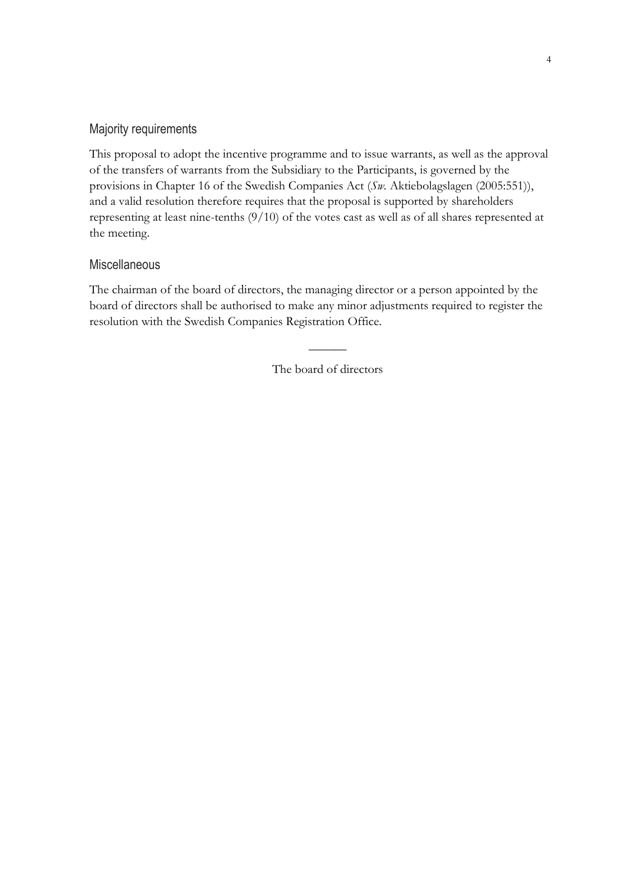## Majority requirements

This proposal to adopt the incentive programme and to issue warrants, as well as the approval of the transfers of warrants from the Subsidiary to the Participants, is governed by the provisions in Chapter 16 of the Swedish Companies Act (*Sw.* Aktiebolagslagen (2005:551)), and a valid resolution therefore requires that the proposal is supported by shareholders representing at least nine-tenths (9/10) of the votes cast as well as of all shares represented at the meeting.

## Miscellaneous

The chairman of the board of directors, the managing director or a person appointed by the board of directors shall be authorised to make any minor adjustments required to register the resolution with the Swedish Companies Registration Office.

______

The board of directors